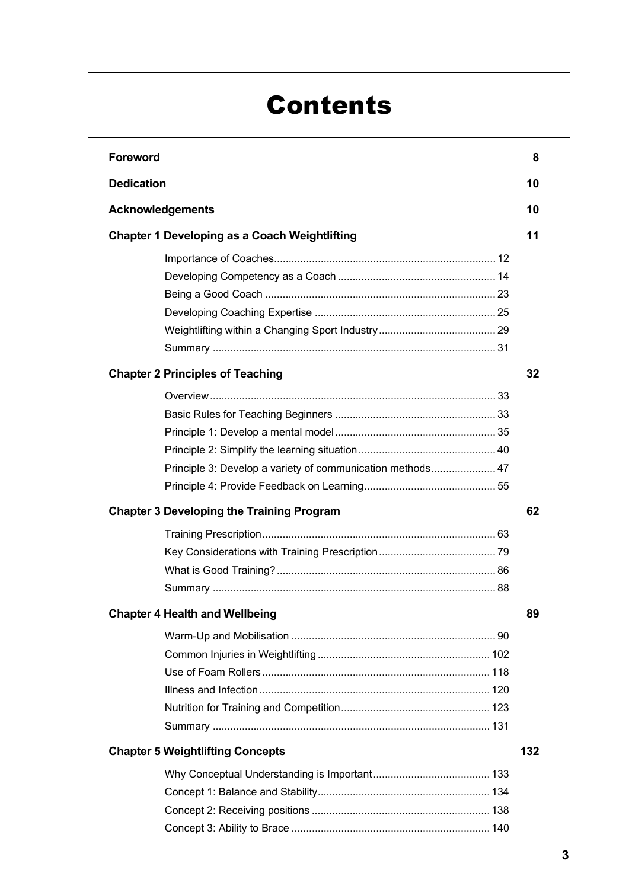# Contents

**Foreword** 8

**Dedication** 10

**Acknowledgements** 10

**Chapter 1 Developing as a Coach Weightlifting** 11

- Importance of Coaches 12
- Developing Competency as a Coach 14
- Being a Good Coach 23
- Developing Coaching Expertise 25
- Weightlifting within a Changing Sport Industry 29
- Summary 31

**Chapter 2 Principles of Teaching** 32

- Overview 33
- Basic Rules for Teaching Beginners 33
- Principle 1: Develop a mental model 35
- Principle 2: Simplify the learning situation 40
- Principle 3: Develop a variety of communication methods 47
- Principle 4: Provide Feedback on Learning 55

**Chapter 3 Developing the Training Program** 62

- Training Prescription 63
- Key Considerations with Training Prescription 79
- What is Good Training? 86
- Summary 88

**Chapter 4 Health and Wellbeing** 89

- Warm-Up and Mobilisation 90
- Common Injuries in Weightlifting 102
- Use of Foam Rollers 118
- Illness and Infection 120
- Nutrition for Training and Competition 123
- Summary 131

**Chapter 5 Weightlifting Concepts** 132

- Why Conceptual Understanding is Important 133
- Concept 1: Balance and Stability 134
- Concept 2: Receiving positions 138
- Concept 3: Ability to Brace 140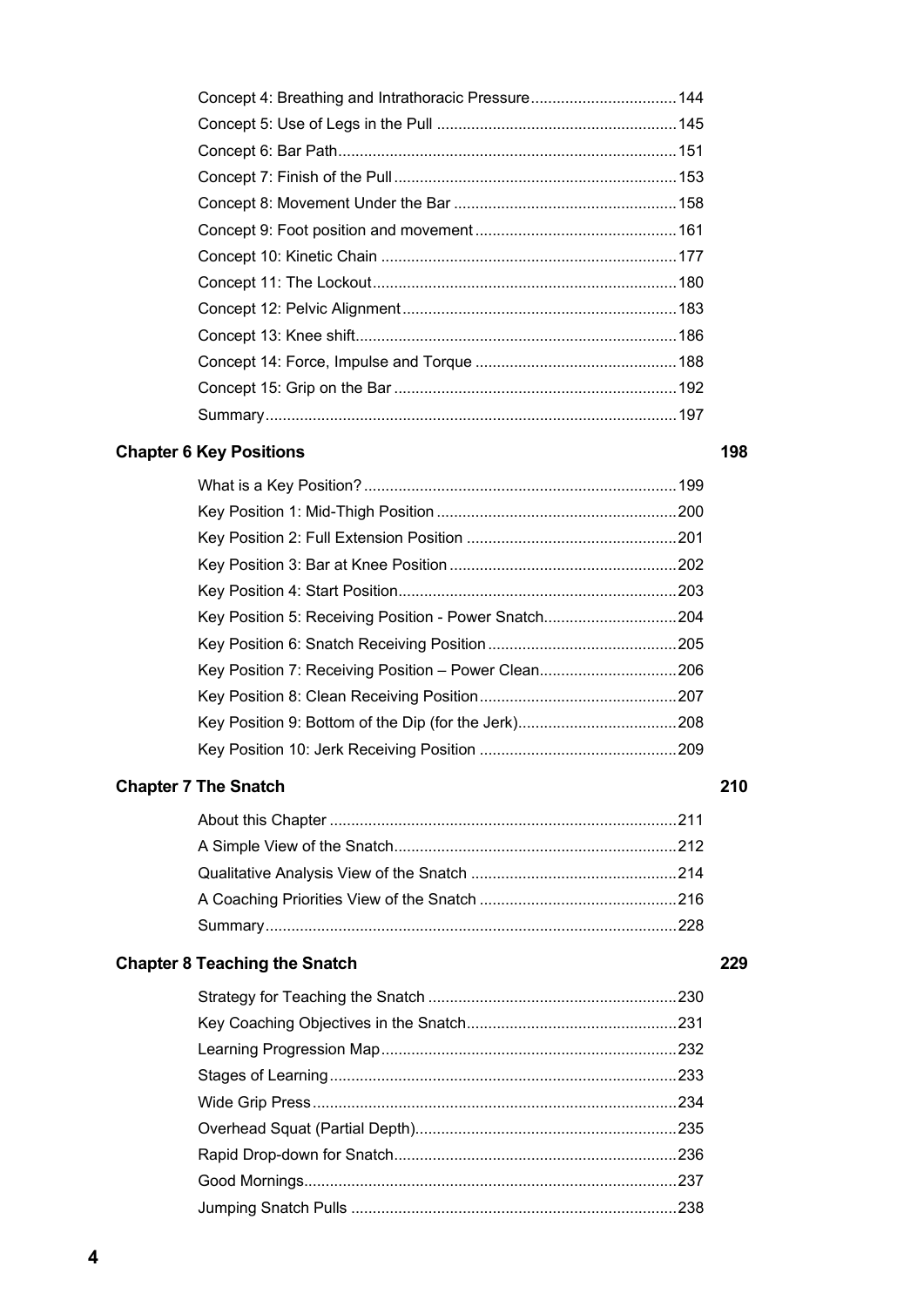Concept 4: Breathing and Intrathoracic Pressure .......... 144
Concept 5: Use of Legs in the Pull .......... 145
Concept 6: Bar Path .......... 151
Concept 7: Finish of the Pull .......... 153
Concept 8: Movement Under the Bar .......... 158
Concept 9: Foot position and movement .......... 161
Concept 10: Kinetic Chain .......... 177
Concept 11: The Lockout .......... 180
Concept 12: Pelvic Alignment .......... 183
Concept 13: Knee shift .......... 186
Concept 14: Force, Impulse and Torque .......... 188
Concept 15: Grip on the Bar .......... 192
Summary .......... 197

**Chapter 6 Key Positions** **198**

What is a Key Position? .......... 199
Key Position 1: Mid-Thigh Position .......... 200
Key Position 2: Full Extension Position .......... 201
Key Position 3: Bar at Knee Position .......... 202
Key Position 4: Start Position .......... 203
Key Position 5: Receiving Position - Power Snatch .......... 204
Key Position 6: Snatch Receiving Position .......... 205
Key Position 7: Receiving Position – Power Clean .......... 206
Key Position 8: Clean Receiving Position .......... 207
Key Position 9: Bottom of the Dip (for the Jerk) .......... 208
Key Position 10: Jerk Receiving Position .......... 209

**Chapter 7 The Snatch** **210**

About this Chapter .......... 211
A Simple View of the Snatch .......... 212
Qualitative Analysis View of the Snatch .......... 214
A Coaching Priorities View of the Snatch .......... 216
Summary .......... 228

**Chapter 8 Teaching the Snatch** **229**

Strategy for Teaching the Snatch .......... 230
Key Coaching Objectives in the Snatch .......... 231
Learning Progression Map .......... 232
Stages of Learning .......... 233
Wide Grip Press .......... 234
Overhead Squat (Partial Depth) .......... 235
Rapid Drop-down for Snatch .......... 236
Good Mornings .......... 237
Jumping Snatch Pulls .......... 238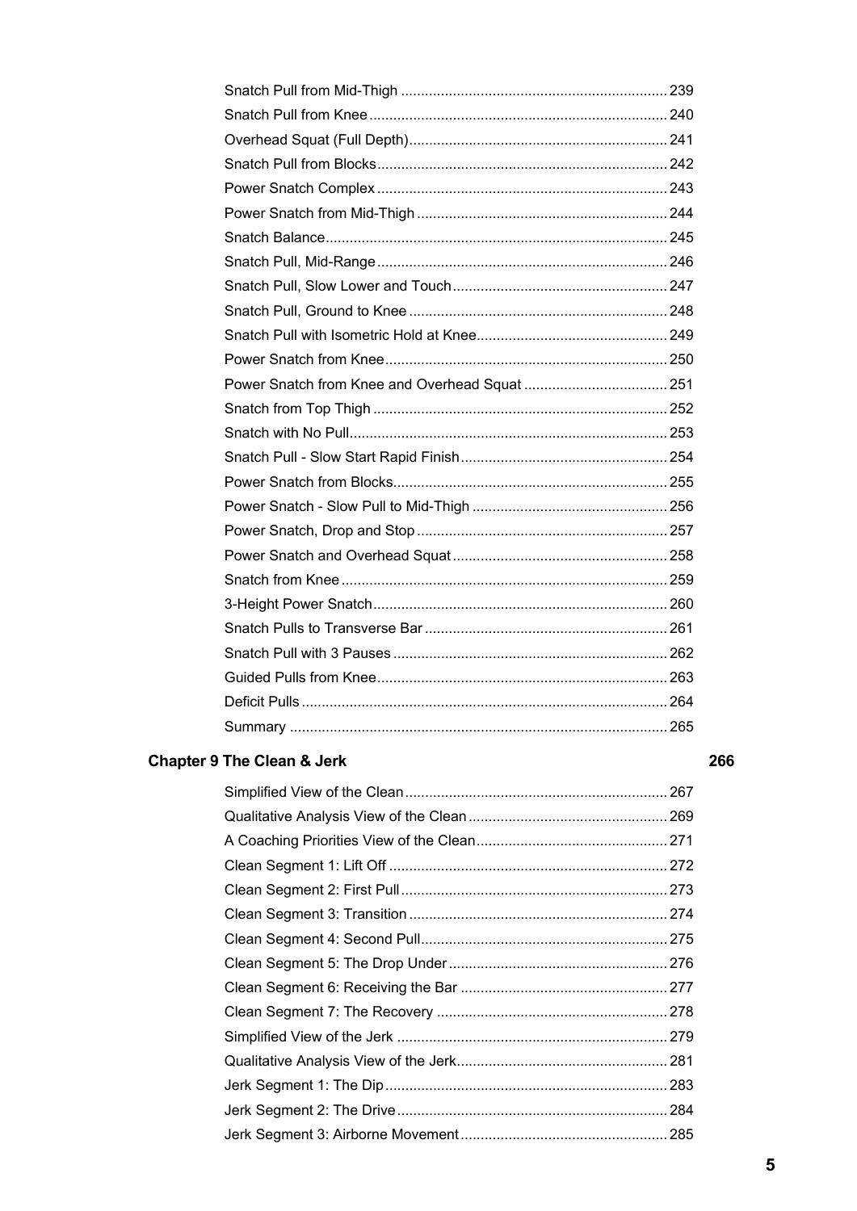Snatch Pull from Mid-Thigh ..... 239
Snatch Pull from Knee ..... 240
Overhead Squat (Full Depth) ..... 241
Snatch Pull from Blocks ..... 242
Power Snatch Complex ..... 243
Power Snatch from Mid-Thigh ..... 244
Snatch Balance ..... 245
Snatch Pull, Mid-Range ..... 246
Snatch Pull, Slow Lower and Touch ..... 247
Snatch Pull, Ground to Knee ..... 248
Snatch Pull with Isometric Hold at Knee ..... 249
Power Snatch from Knee ..... 250
Power Snatch from Knee and Overhead Squat ..... 251
Snatch from Top Thigh ..... 252
Snatch with No Pull ..... 253
Snatch Pull - Slow Start Rapid Finish ..... 254
Power Snatch from Blocks ..... 255
Power Snatch - Slow Pull to Mid-Thigh ..... 256
Power Snatch, Drop and Stop ..... 257
Power Snatch and Overhead Squat ..... 258
Snatch from Knee ..... 259
3-Height Power Snatch ..... 260
Snatch Pulls to Transverse Bar ..... 261
Snatch Pull with 3 Pauses ..... 262
Guided Pulls from Knee ..... 263
Deficit Pulls ..... 264
Summary ..... 265

**Chapter 9 The Clean & Jerk** **266**

Simplified View of the Clean ..... 267
Qualitative Analysis View of the Clean ..... 269
A Coaching Priorities View of the Clean ..... 271
Clean Segment 1: Lift Off ..... 272
Clean Segment 2: First Pull ..... 273
Clean Segment 3: Transition ..... 274
Clean Segment 4: Second Pull ..... 275
Clean Segment 5: The Drop Under ..... 276
Clean Segment 6: Receiving the Bar ..... 277
Clean Segment 7: The Recovery ..... 278
Simplified View of the Jerk ..... 279
Qualitative Analysis View of the Jerk ..... 281
Jerk Segment 1: The Dip ..... 283
Jerk Segment 2: The Drive ..... 284
Jerk Segment 3: Airborne Movement ..... 285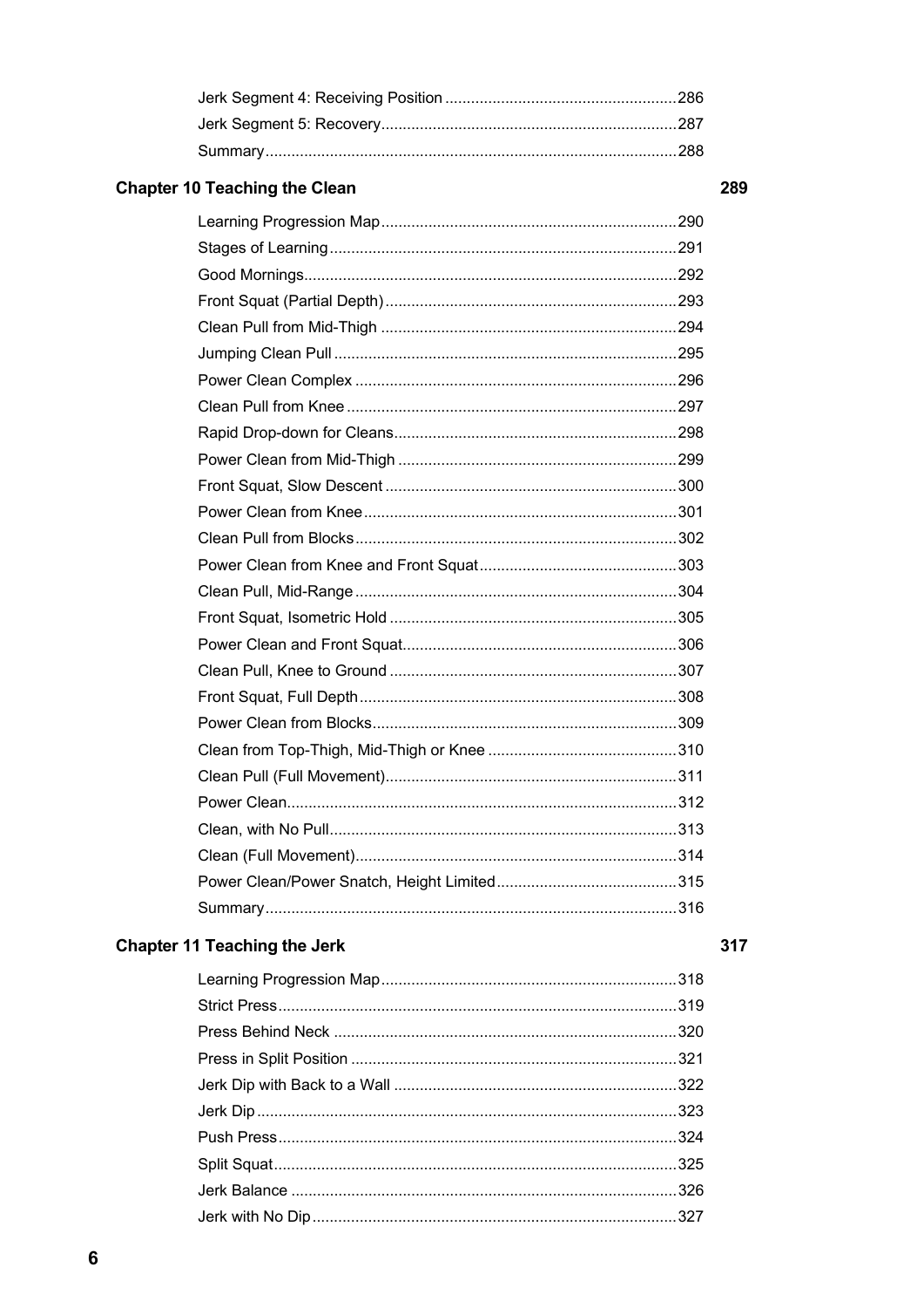Jerk Segment 4: Receiving Position ........ 286
Jerk Segment 5: Recovery ........ 287
Summary ........ 288

**Chapter 10 Teaching the Clean** 289

Learning Progression Map ........ 290
Stages of Learning ........ 291
Good Mornings ........ 292
Front Squat (Partial Depth) ........ 293
Clean Pull from Mid-Thigh ........ 294
Jumping Clean Pull ........ 295
Power Clean Complex ........ 296
Clean Pull from Knee ........ 297
Rapid Drop-down for Cleans ........ 298
Power Clean from Mid-Thigh ........ 299
Front Squat, Slow Descent ........ 300
Power Clean from Knee ........ 301
Clean Pull from Blocks ........ 302
Power Clean from Knee and Front Squat ........ 303
Clean Pull, Mid-Range ........ 304
Front Squat, Isometric Hold ........ 305
Power Clean and Front Squat ........ 306
Clean Pull, Knee to Ground ........ 307
Front Squat, Full Depth ........ 308
Power Clean from Blocks ........ 309
Clean from Top-Thigh, Mid-Thigh or Knee ........ 310
Clean Pull (Full Movement) ........ 311
Power Clean ........ 312
Clean, with No Pull ........ 313
Clean (Full Movement) ........ 314
Power Clean/Power Snatch, Height Limited ........ 315
Summary ........ 316

**Chapter 11 Teaching the Jerk** 317

Learning Progression Map ........ 318
Strict Press ........ 319
Press Behind Neck ........ 320
Press in Split Position ........ 321
Jerk Dip with Back to a Wall ........ 322
Jerk Dip ........ 323
Push Press ........ 324
Split Squat ........ 325
Jerk Balance ........ 326
Jerk with No Dip ........ 327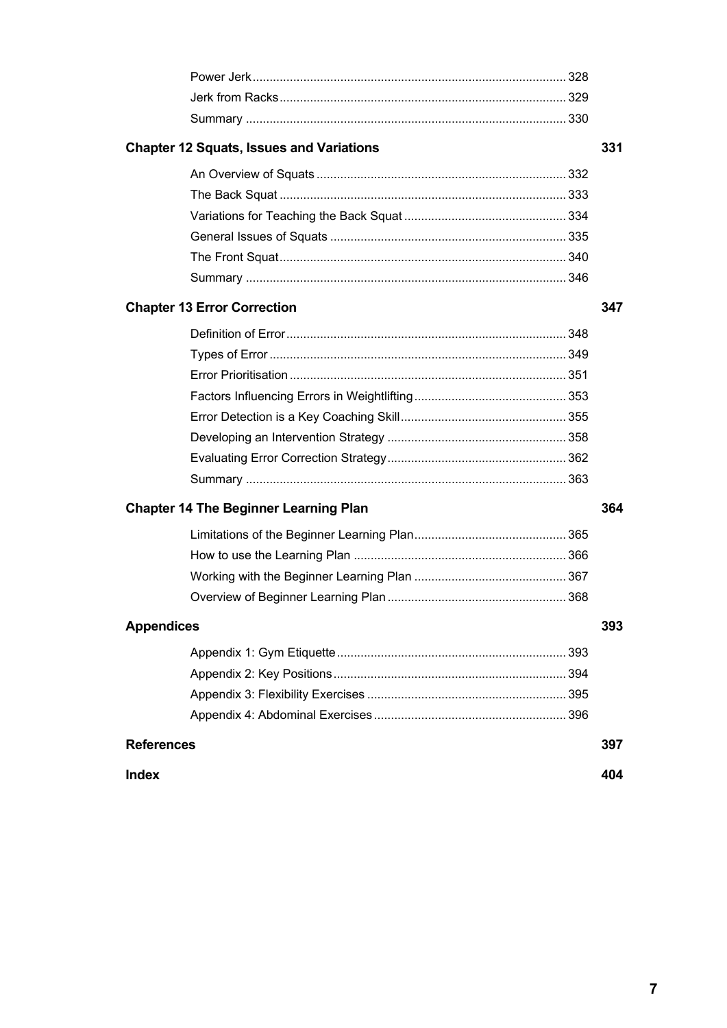Power Jerk ........................................................................................ 328
Jerk from Racks ................................................................................. 329
Summary ........................................................................................... 330

**Chapter 12 Squats, Issues and Variations** 331

An Overview of Squats ...................................................................... 332
The Back Squat .................................................................................. 333
Variations for Teaching the Back Squat ............................................ 334
General Issues of Squats ................................................................... 335
The Front Squat ................................................................................. 340
Summary ........................................................................................... 346

**Chapter 13 Error Correction** 347

Definition of Error ............................................................................... 348
Types of Error .................................................................................... 349
Error Prioritisation .............................................................................. 351
Factors Influencing Errors in Weightlifting ......................................... 353
Error Detection is a Key Coaching Skill .............................................. 355
Developing an Intervention Strategy .................................................. 358
Evaluating Error Correction Strategy .................................................. 362
Summary ........................................................................................... 363

**Chapter 14 The Beginner Learning Plan** 364

Limitations of the Beginner Learning Plan .......................................... 365
How to use the Learning Plan ............................................................ 366
Working with the Beginner Learning Plan .......................................... 367
Overview of Beginner Learning Plan .................................................. 368

**Appendices** 393

Appendix 1: Gym Etiquette ................................................................. 393
Appendix 2: Key Positions .................................................................. 394
Appendix 3: Flexibility Exercises ........................................................ 395
Appendix 4: Abdominal Exercises ...................................................... 396

**References** 397

**Index** 404